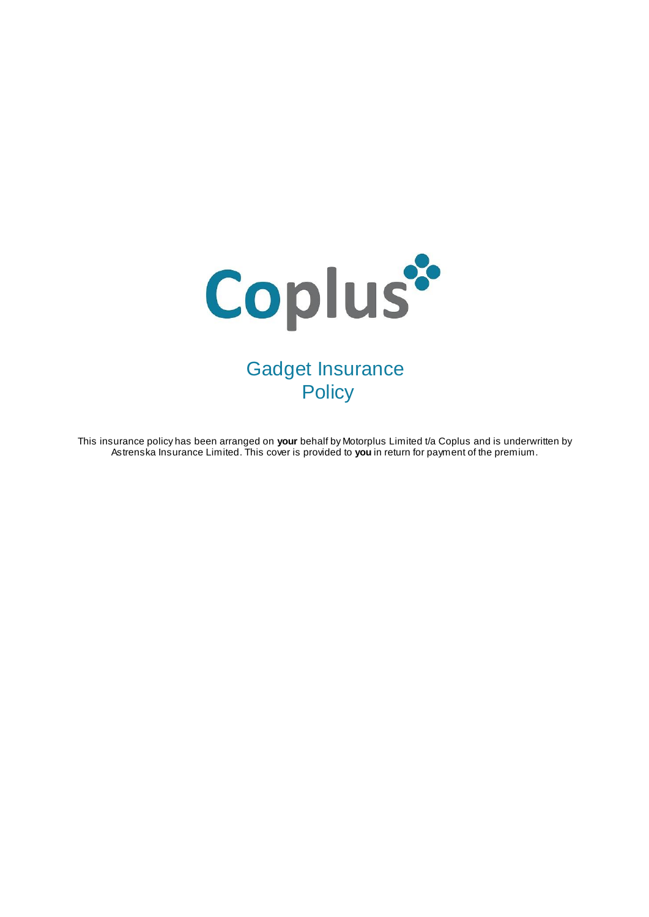Coplus

# Gadget Insurance Policy

This insurance policy has been arranged on **your** behalf by Motorplus Limited t/a Coplus and is underwritten by Astrenska Insurance Limited. This cover is provided to **you** in return for payment of the premium.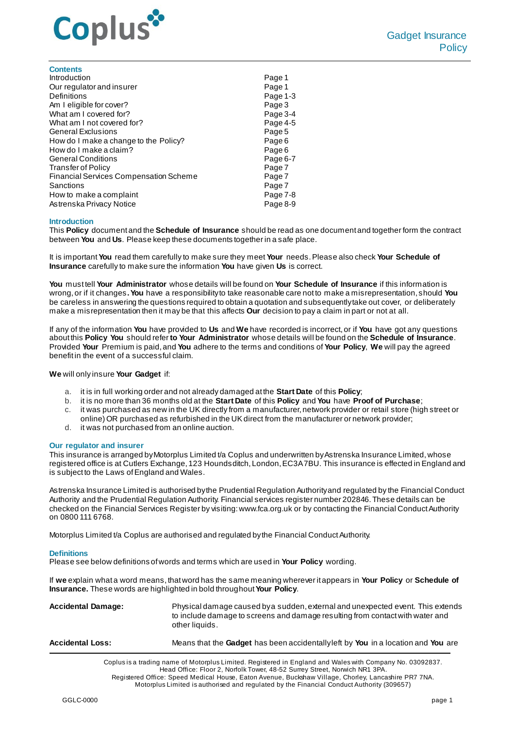Coplus

# Gadget Insurance Policy

## Contents

| | |
|---|---|
| Introduction | Page 1 |
| Our regulator and insurer | Page 1 |
| Definitions | Page 1-3 |
| Am I eligible for cover? | Page 3 |
| What am I covered for? | Page 3-4 |
| What am I not covered for? | Page 4-5 |
| General Exclusions | Page 5 |
| How do I make a change to the Policy? | Page 6 |
| How do I make a claim? | Page 6 |
| General Conditions | Page 6-7 |
| Transfer of Policy | Page 7 |
| Financial Services Compensation Scheme | Page 7 |
| Sanctions | Page 7 |
| How to make a complaint | Page 7-8 |
| Astrenska Privacy Notice | Page 8-9 |

## Introduction

This **Policy** document and the **Schedule of Insurance** should be read as one document and together form the contract between **You** and **Us**. Please keep these documents together in a safe place.

It is important **You** read them carefully to make sure they meet **Your** needs. Please also check **Your Schedule of Insurance** carefully to make sure the information **You** have given **Us** is correct.

**You** must tell **Your Administrator** whose details will be found on **Your Schedule of Insurance** if this information is wrong, or if it changes**. You** have a responsibility to take reasonable care not to make a misrepresentation, should **You** be careless in answering the questions required to obtain a quotation and subsequently take out cover, or deliberately make a misrepresentation then it may be that this affects **Our** decision to pay a claim in part or not at all.

If any of the information **You** have provided to **Us** and **We** have recorded is incorrect, or if **You** have got any questions about this **Policy You** should refer **to Your Administrator** whose details will be found on the **Schedule of Insurance**. Provided **Your** Premium is paid, and **You** adhere to the terms and conditions of **Your Policy**, **We** will pay the agreed benefit in the event of a successful claim.

**We** will only insure **Your Gadget** if:

a. it is in full working order and not already damaged at the **Start Date** of this **Policy**;
b. it is no more than 36 months old at the **Start Date** of this **Policy** and **You** have **Proof of Purchase**;
c. it was purchased as new in the UK directly from a manufacturer, network provider or retail store (high street or online) OR purchased as refurbished in the UK direct from the manufacturer or network provider;
d. it was not purchased from an online auction.

## Our regulator and insurer

This insurance is arranged by Motorplus Limited t/a Coplus and underwritten by Astrenska Insurance Limited, whose registered office is at Cutlers Exchange, 123 Houndsditch, London, EC3A 7BU. This insurance is effected in England and is subject to the Laws of England and Wales.

Astrenska Insurance Limited is authorised by the Prudential Regulation Authority and regulated by the Financial Conduct Authority and the Prudential Regulation Authority. Financial services register number 202846. These details can be checked on the Financial Services Register by visiting: www.fca.org.uk or by contacting the Financial Conduct Authority on 0800 111 6768.

Motorplus Limited t/a Coplus are authorised and regulated by the Financial Conduct Authority.

## Definitions

Please see below definitions of words and terms which are used in **Your Policy** wording.

If **we** explain what a word means, that word has the same meaning wherever it appears in **Your Policy** or **Schedule of Insurance.** These words are highlighted in bold throughout **Your Policy**.

**Accidental Damage:** Physical damage caused by a sudden, external and unexpected event. This extends to include damage to screens and damage resulting from contact with water and other liquids.

**Accidental Loss:** Means that the **Gadget** has been accidentally left by **You** in a location and **You** are

Coplus is a trading name of Motorplus Limited. Registered in England and Wales with Company No. 03092837.
Head Office: Floor 2, Norfolk Tower, 48-52 Surrey Street, Norwich NR1 3PA.
Registered Office: Speed Medical House, Eaton Avenue, Buckshaw Village, Chorley, Lancashire PR7 7NA.
Motorplus Limited is authorised and regulated by the Financial Conduct Authority (309657)

GGLC-0000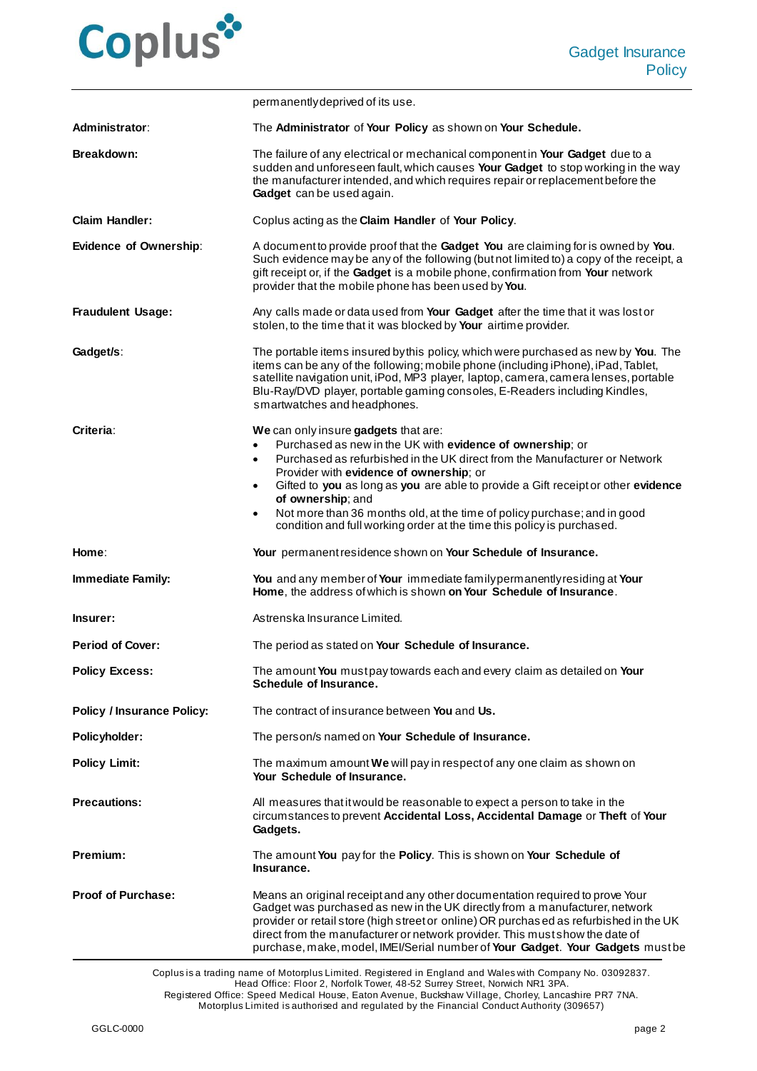| | |
|---|---|
| | permanently deprived of its use. |
| **Administrator**: | The **Administrator** of **Your Policy** as shown on **Your Schedule.** |
| **Breakdown:** | The failure of any electrical or mechanical component in **Your Gadget** due to a sudden and unforeseen fault, which causes **Your Gadget** to stop working in the way the manufacturer intended, and which requires repair or replacement before the **Gadget** can be used again. |
| **Claim Handler:** | Coplus acting as the **Claim Handler** of **Your Policy**. |
| **Evidence of Ownership**: | A document to provide proof that the **Gadget You** are claiming for is owned by **You**. Such evidence may be any of the following (but not limited to) a copy of the receipt, a gift receipt or, if the **Gadget** is a mobile phone, confirmation from **Your** network provider that the mobile phone has been used by **You**. |
| **Fraudulent Usage:** | Any calls made or data used from **Your Gadget** after the time that it was lost or stolen, to the time that it was blocked by **Your** airtime provider. |
| **Gadget/s**: | The portable items insured by this policy, which were purchased as new by **You**. The items can be any of the following; mobile phone (including iPhone), iPad, Tablet, satellite navigation unit, iPod, MP3 player, laptop, camera, camera lenses, portable Blu-Ray/DVD player, portable gaming consoles, E-Readers including Kindles, smartwatches and headphones. |
| **Criteria**: | **We** can only insure **gadgets** that are:<br>• Purchased as new in the UK with **evidence of ownership**; or<br>• Purchased as refurbished in the UK direct from the Manufacturer or Network Provider with **evidence of ownership**; or<br>• Gifted to **you** as long as **you** are able to provide a Gift receipt or other **evidence of ownership**; and<br>• Not more than 36 months old, at the time of policy purchase; and in good condition and full working order at the time this policy is purchased. |
| **Home**: | **Your** permanent residence shown on **Your Schedule of Insurance.** |
| **Immediate Family:** | **You** and any member of **Your** immediate family permanently residing at **Your Home**, the address of which is shown **on Your Schedule of Insurance**. |
| **Insurer:** | Astrenska Insurance Limited. |
| **Period of Cover:** | The period as stated on **Your Schedule of Insurance.** |
| **Policy Excess:** | The amount **You** must pay towards each and every claim as detailed on **Your Schedule of Insurance.** |
| **Policy / Insurance Policy:** | The contract of insurance between **You** and **Us.** |
| **Policyholder:** | The person/s named on **Your Schedule of Insurance.** |
| **Policy Limit:** | The maximum amount **We** will pay in respect of any one claim as shown on **Your Schedule of Insurance.** |
| **Precautions:** | All measures that it would be reasonable to expect a person to take in the circumstances to prevent **Accidental Loss, Accidental Damage** or **Theft** of **Your Gadgets.** |
| **Premium:** | The amount **You** pay for the **Policy**. This is shown on **Your Schedule of Insurance.** |
| **Proof of Purchase:** | Means an original receipt and any other documentation required to prove Your Gadget was purchased as new in the UK directly from a manufacturer, network provider or retail store (high street or online) OR purchased as refurbished in the UK direct from the manufacturer or network provider. This must show the date of purchase, make, model, IMEI/Serial number of **Your Gadget**. **Your Gadgets** must be |

Coplus is a trading name of Motorplus Limited. Registered in England and Wales with Company No. 03092837.
Head Office: Floor 2, Norfolk Tower, 48-52 Surrey Street, Norwich NR1 3PA.
Registered Office: Speed Medical House, Eaton Avenue, Buckshaw Village, Chorley, Lancashire PR7 7NA.
Motorplus Limited is authorised and regulated by the Financial Conduct Authority (309657)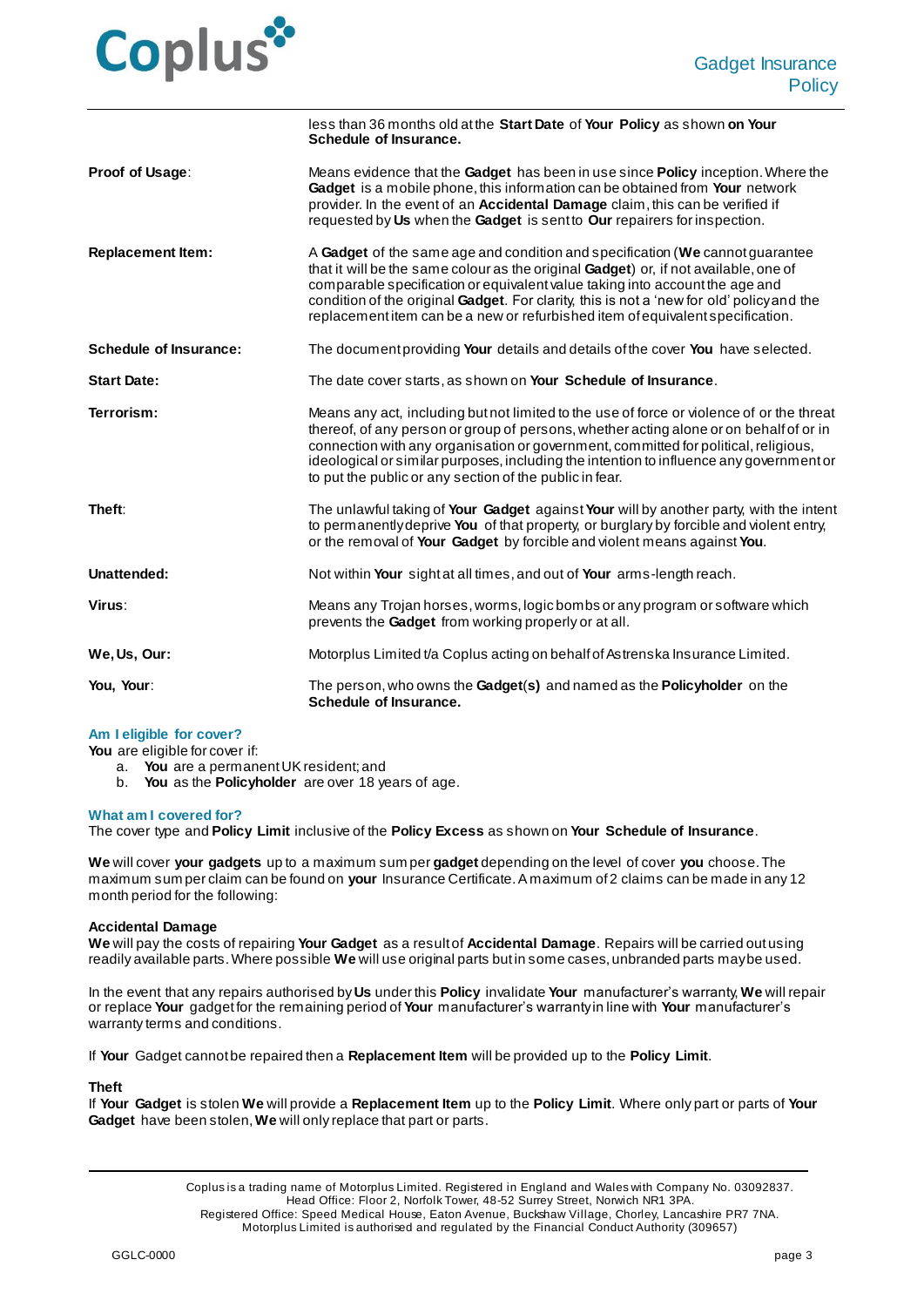| | |
|---|---|
| | less than 36 months old at the **Start Date** of **Your Policy** as shown **on Your Schedule of Insurance.** |
| **Proof of Usage**: | Means evidence that the **Gadget** has been in use since **Policy** inception. Where the **Gadget** is a mobile phone, this information can be obtained from **Your** network provider. In the event of an **Accidental Damage** claim, this can be verified if requested by **Us** when the **Gadget** is sent to **Our** repairers for inspection. |
| **Replacement Item:** | A **Gadget** of the same age and condition and specification (**We** cannot guarantee that it will be the same colour as the original **Gadget**) or, if not available, one of comparable specification or equivalent value taking into account the age and condition of the original **Gadget**. For clarity, this is not a 'new for old' policy and the replacement item can be a new or refurbished item of equivalent specification. |
| **Schedule of Insurance:** | The document providing **Your** details and details of the cover **You** have selected. |
| **Start Date:** | The date cover starts, as shown on **Your Schedule of Insurance**. |
| **Terrorism:** | Means any act, including but not limited to the use of force or violence of or the threat thereof, of any person or group of persons, whether acting alone or on behalf of or in connection with any organisation or government, committed for political, religious, ideological or similar purposes, including the intention to influence any government or to put the public or any section of the public in fear. |
| **Theft**: | The unlawful taking of **Your Gadget** against **Your** will by another party, with the intent to permanently deprive **You** of that property, or burglary by forcible and violent entry, or the removal of **Your Gadget** by forcible and violent means against **You**. |
| **Unattended:** | Not within **Your** sight at all times, and out of **Your** arms-length reach. |
| **Virus**: | Means any Trojan horses, worms, logic bombs or any program or software which prevents the **Gadget** from working properly or at all. |
| **We, Us, Our:** | Motorplus Limited t/a Coplus acting on behalf of Astrenska Insurance Limited. |
| **You, Your**: | The person, who owns the **Gadget(s)** and named as the **Policyholder** on the **Schedule of Insurance.** |

## Am I eligible for cover?

**You** are eligible for cover if:

a. **You** are a permanent UK resident; and
b. **You** as the **Policyholder** are over 18 years of age.

## What am I covered for?

The cover type and **Policy Limit** inclusive of the **Policy Excess** as shown on **Your Schedule of Insurance**.

**We** will cover **your gadgets** up to a maximum sum per **gadget** depending on the level of cover **you** choose. The maximum sum per claim can be found on **your** Insurance Certificate. A maximum of 2 claims can be made in any 12 month period for the following:

### Accidental Damage

**We** will pay the costs of repairing **Your Gadget** as a result of **Accidental Damage**. Repairs will be carried out using readily available parts. Where possible **We** will use original parts but in some cases, unbranded parts may be used.

In the event that any repairs authorised by **Us** under this **Policy** invalidate **Your** manufacturer's warranty, **We** will repair or replace **Your** gadget for the remaining period of **Your** manufacturer's warranty in line with **Your** manufacturer's warranty terms and conditions.

If **Your** Gadget cannot be repaired then a **Replacement Item** will be provided up to the **Policy Limit**.

### Theft

If **Your Gadget** is stolen **We** will provide a **Replacement Item** up to the **Policy Limit**. Where only part or parts of **Your Gadget** have been stolen, **We** will only replace that part or parts.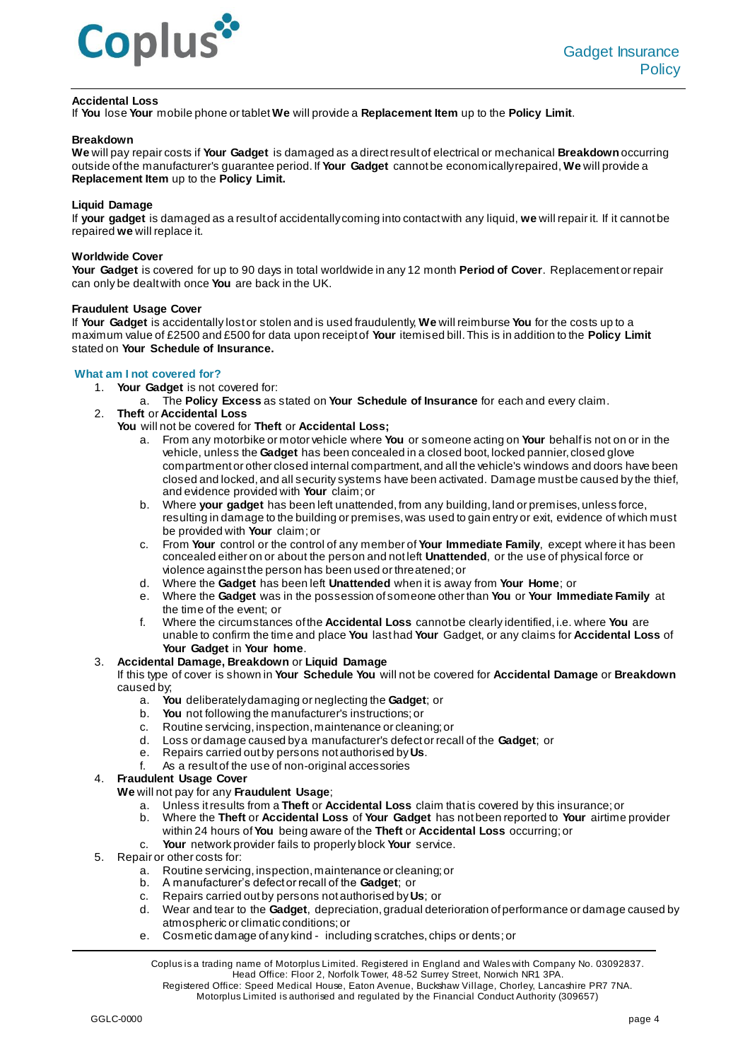**Accidental Loss**

If **You** lose **Your** mobile phone or tablet **We** will provide a **Replacement Item** up to the **Policy Limit**.

**Breakdown**

**We** will pay repair costs if **Your Gadget** is damaged as a direct result of electrical or mechanical **Breakdown** occurring outside of the manufacturer's guarantee period. If **Your Gadget** cannot be economically repaired, **We** will provide a **Replacement Item** up to the **Policy Limit.**

**Liquid Damage**

If **your gadget** is damaged as a result of accidentally coming into contact with any liquid, **we** will repair it. If it cannot be repaired **we** will replace it.

**Worldwide Cover**

**Your Gadget** is covered for up to 90 days in total worldwide in any 12 month **Period of Cover**. Replacement or repair can only be dealt with once **You** are back in the UK.

**Fraudulent Usage Cover**

If **Your Gadget** is accidentally lost or stolen and is used fraudulently, **We** will reimburse **You** for the costs up to a maximum value of £2500 and £500 for data upon receipt of **Your** itemised bill. This is in addition to the **Policy Limit** stated on **Your Schedule of Insurance.**

## What am I not covered for?

1. **Your Gadget** is not covered for:
   a. The **Policy Excess** as stated on **Your Schedule of Insurance** for each and every claim.
2. **Theft** or **Accidental Loss**
   **You** will not be covered for **Theft** or **Accidental Loss;**
   a. From any motorbike or motor vehicle where **You** or someone acting on **Your** behalf is not on or in the vehicle, unless the **Gadget** has been concealed in a closed boot, locked pannier, closed glove compartment or other closed internal compartment, and all the vehicle's windows and doors have been closed and locked, and all security systems have been activated. Damage must be caused by the thief, and evidence provided with **Your** claim; or
   b. Where **your gadget** has been left unattended, from any building, land or premises, unless force, resulting in damage to the building or premises, was used to gain entry or exit, evidence of which must be provided with **Your** claim; or
   c. From **Your** control or the control of any member of **Your Immediate Family**, except where it has been concealed either on or about the person and not left **Unattended**, or the use of physical force or violence against the person has been used or threatened; or
   d. Where the **Gadget** has been left **Unattended** when it is away from **Your Home**; or
   e. Where the **Gadget** was in the possession of someone other than **You** or **Your Immediate Family** at the time of the event; or
   f. Where the circumstances of the **Accidental Loss** cannot be clearly identified, i.e. where **You** are unable to confirm the time and place **You** last had **Your** Gadget, or any claims for **Accidental Loss** of **Your Gadget** in **Your home**.
3. **Accidental Damage, Breakdown** or **Liquid Damage**
   If this type of cover is shown in **Your Schedule You** will not be covered for **Accidental Damage** or **Breakdown** caused by;
   a. **You** deliberately damaging or neglecting the **Gadget**; or
   b. **You** not following the manufacturer's instructions; or
   c. Routine servicing, inspection, maintenance or cleaning; or
   d. Loss or damage caused by a manufacturer's defect or recall of the **Gadget**; or
   e. Repairs carried out by persons not authorised by **Us**.
   f. As a result of the use of non-original accessories
4. **Fraudulent Usage Cover**
   **We** will not pay for any **Fraudulent Usage**;
   a. Unless it results from a **Theft** or **Accidental Loss** claim that is covered by this insurance; or
   b. Where the **Theft** or **Accidental Loss** of **Your Gadget** has not been reported to **Your** airtime provider within 24 hours of **You** being aware of the **Theft** or **Accidental Loss** occurring; or
   c. **Your** network provider fails to properly block **Your** service.
5. Repair or other costs for:
   a. Routine servicing, inspection, maintenance or cleaning; or
   b. A manufacturer's defect or recall of the **Gadget**; or
   c. Repairs carried out by persons not authorised by **Us**; or
   d. Wear and tear to the **Gadget**, depreciation, gradual deterioration of performance or damage caused by atmospheric or climatic conditions; or
   e. Cosmetic damage of any kind - including scratches, chips or dents; or

Coplus is a trading name of Motorplus Limited. Registered in England and Wales with Company No. 03092837. Head Office: Floor 2, Norfolk Tower, 48-52 Surrey Street, Norwich NR1 3PA.
Registered Office: Speed Medical House, Eaton Avenue, Buckshaw Village, Chorley, Lancashire PR7 7NA.
Motorplus Limited is authorised and regulated by the Financial Conduct Authority (309657)

GGLC-0000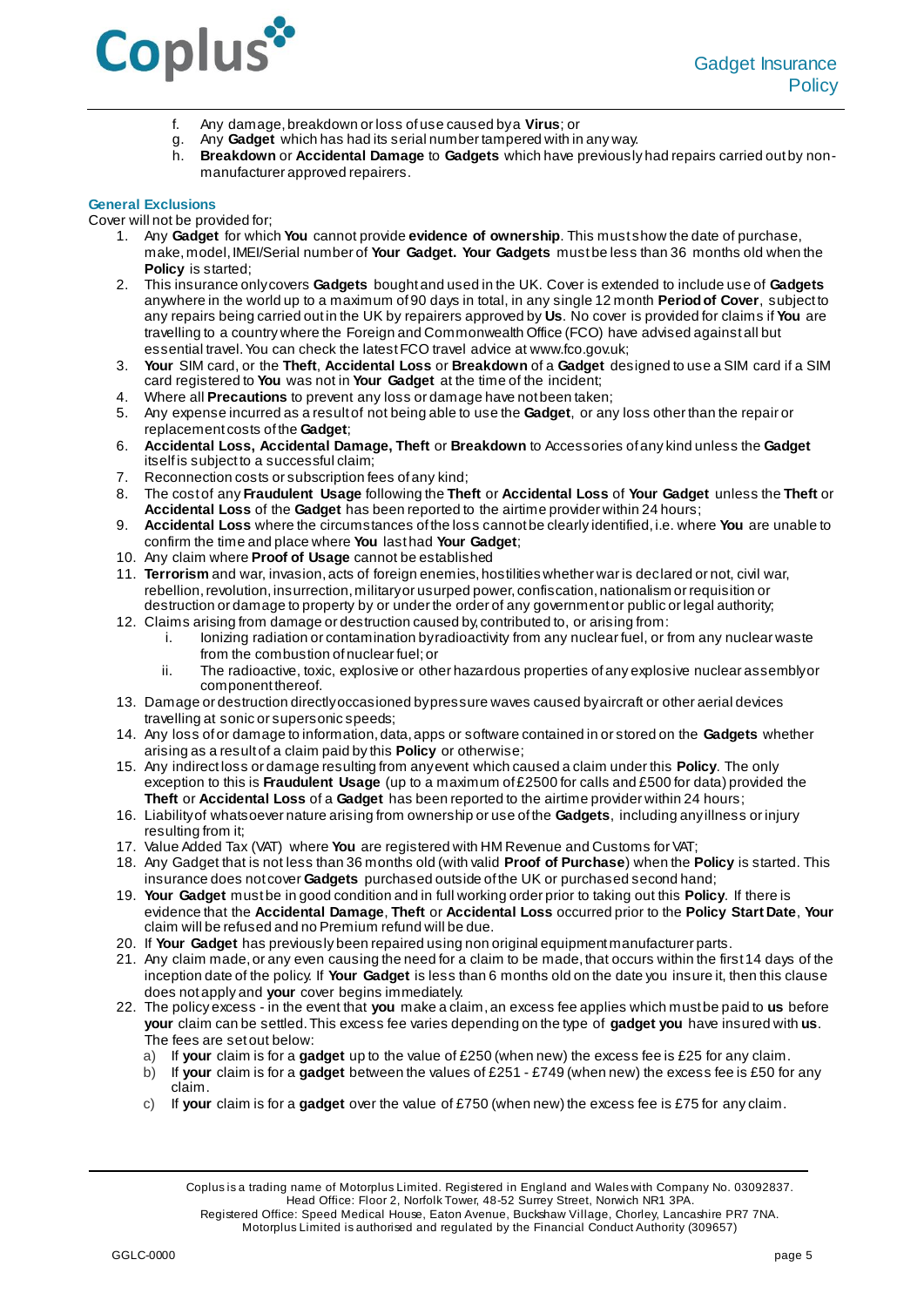f. Any damage, breakdown or loss of use caused by a **Virus**; or
g. Any **Gadget** which has had its serial number tampered with in any way.
h. **Breakdown** or **Accidental Damage** to **Gadgets** which have previously had repairs carried out by non-manufacturer approved repairers.

### General Exclusions

Cover will not be provided for;

1. Any **Gadget** for which **You** cannot provide **evidence of ownership**. This must show the date of purchase, make, model, IMEI/Serial number of **Your Gadget. Your Gadgets** must be less than 36 months old when the **Policy** is started;
2. This insurance only covers **Gadgets** bought and used in the UK. Cover is extended to include use of **Gadgets** anywhere in the world up to a maximum of 90 days in total, in any single 12 month **Period of Cover**, subject to any repairs being carried out in the UK by repairers approved by **Us**. No cover is provided for claims if **You** are travelling to a country where the Foreign and Commonwealth Office (FCO) have advised against all but essential travel. You can check the latest FCO travel advice at www.fco.gov.uk;
3. **Your** SIM card, or the **Theft**, **Accidental Loss** or **Breakdown** of a **Gadget** designed to use a SIM card if a SIM card registered to **You** was not in **Your Gadget** at the time of the incident;
4. Where all **Precautions** to prevent any loss or damage have not been taken;
5. Any expense incurred as a result of not being able to use the **Gadget**, or any loss other than the repair or replacement costs of the **Gadget**;
6. **Accidental Loss, Accidental Damage, Theft** or **Breakdown** to Accessories of any kind unless the **Gadget** itself is subject to a successful claim;
7. Reconnection costs or subscription fees of any kind;
8. The cost of any **Fraudulent Usage** following the **Theft** or **Accidental Loss** of **Your Gadget** unless the **Theft** or **Accidental Loss** of the **Gadget** has been reported to the airtime provider within 24 hours;
9. **Accidental Loss** where the circumstances of the loss cannot be clearly identified, i.e. where **You** are unable to confirm the time and place where **You** last had **Your Gadget**;
10. Any claim where **Proof of Usage** cannot be established
11. **Terrorism** and war, invasion, acts of foreign enemies, hostilities whether war is declared or not, civil war, rebellion, revolution, insurrection, military or usurped power, confiscation, nationalism or requisition or destruction or damage to property by or under the order of any government or public or legal authority;
12. Claims arising from damage or destruction caused by, contributed to, or arising from:
    i. Ionizing radiation or contamination by radioactivity from any nuclear fuel, or from any nuclear waste from the combustion of nuclear fuel; or
    ii. The radioactive, toxic, explosive or other hazardous properties of any explosive nuclear assembly or component thereof.
13. Damage or destruction directly occasioned by pressure waves caused by aircraft or other aerial devices travelling at sonic or supersonic speeds;
14. Any loss of or damage to information, data, apps or software contained in or stored on the **Gadgets** whether arising as a result of a claim paid by this **Policy** or otherwise;
15. Any indirect loss or damage resulting from any event which caused a claim under this **Policy**. The only exception to this is **Fraudulent Usage** (up to a maximum of £2500 for calls and £500 for data) provided the **Theft** or **Accidental Loss** of a **Gadget** has been reported to the airtime provider within 24 hours;
16. Liability of whatsoever nature arising from ownership or use of the **Gadgets**, including any illness or injury resulting from it;
17. Value Added Tax (VAT) where **You** are registered with HM Revenue and Customs for VAT;
18. Any Gadget that is not less than 36 months old (with valid **Proof of Purchase**) when the **Policy** is started. This insurance does not cover **Gadgets** purchased outside of the UK or purchased second hand;
19. **Your Gadget** must be in good condition and in full working order prior to taking out this **Policy**. If there is evidence that the **Accidental Damage**, **Theft** or **Accidental Loss** occurred prior to the **Policy Start Date**, **Your** claim will be refused and no Premium refund will be due.
20. If **Your Gadget** has previously been repaired using non original equipment manufacturer parts.
21. Any claim made, or any even causing the need for a claim to be made, that occurs within the first 14 days of the inception date of the policy. If **Your Gadget** is less than 6 months old on the date you insure it, then this clause does not apply and **your** cover begins immediately.
22. The policy excess - in the event that **you** make a claim, an excess fee applies which must be paid to **us** before **your** claim can be settled. This excess fee varies depending on the type of **gadget you** have insured with **us**. The fees are set out below:
    a) If **your** claim is for a **gadget** up to the value of £250 (when new) the excess fee is £25 for any claim.
    b) If **your** claim is for a **gadget** between the values of £251 - £749 (when new) the excess fee is £50 for any claim.
    c) If **your** claim is for a **gadget** over the value of £750 (when new) the excess fee is £75 for any claim.

Coplus is a trading name of Motorplus Limited. Registered in England and Wales with Company No. 03092837. Head Office: Floor 2, Norfolk Tower, 48-52 Surrey Street, Norwich NR1 3PA. Registered Office: Speed Medical House, Eaton Avenue, Buckshaw Village, Chorley, Lancashire PR7 7NA. Motorplus Limited is authorised and regulated by the Financial Conduct Authority (309657)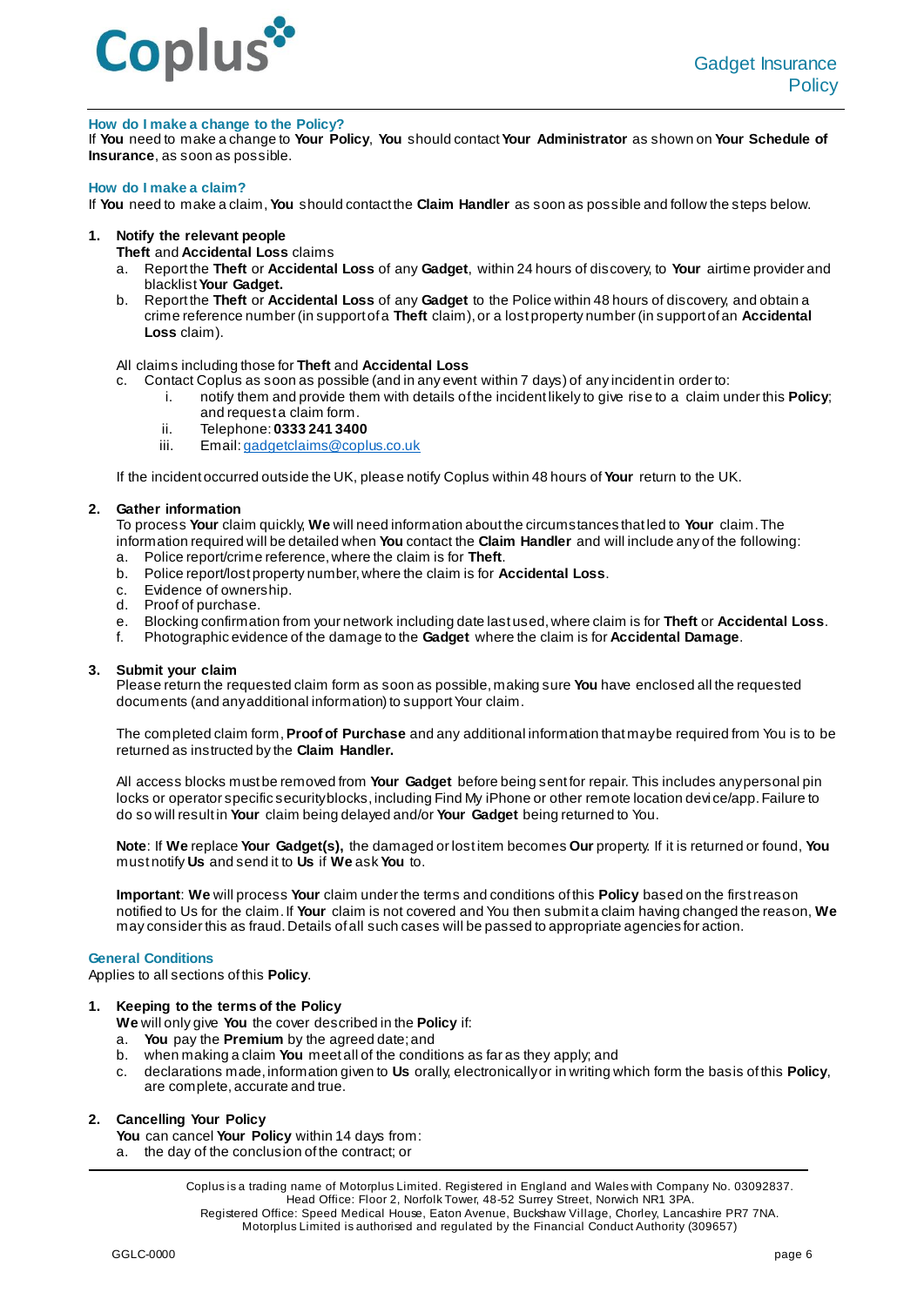### How do I make a change to the Policy?

If **You** need to make a change to **Your Policy**, **You** should contact **Your Administrator** as shown on **Your Schedule of Insurance**, as soon as possible.

### How do I make a claim?

If **You** need to make a claim, **You** should contact the **Claim Handler** as soon as possible and follow the steps below.

1. **Notify the relevant people**

   **Theft** and **Accidental Loss** claims

   a. Report the **Theft** or **Accidental Loss** of any **Gadget**, within 24 hours of discovery, to **Your** airtime provider and blacklist **Your Gadget.**

   b. Report the **Theft** or **Accidental Loss** of any **Gadget** to the Police within 48 hours of discovery, and obtain a crime reference number (in support of a **Theft** claim), or a lost property number (in support of an **Accidental Loss** claim).

   All claims including those for **Theft** and **Accidental Loss**

   c. Contact Coplus as soon as possible (and in any event within 7 days) of any incident in order to:

      i. notify them and provide them with details of the incident likely to give rise to a claim under this **Policy**; and request a claim form.

      ii. Telephone: **0333 241 3400**

      iii. Email: gadgetclaims@coplus.co.uk

   If the incident occurred outside the UK, please notify Coplus within 48 hours of **Your** return to the UK.

2. **Gather information**

   To process **Your** claim quickly, **We** will need information about the circumstances that led to **Your** claim. The information required will be detailed when **You** contact the **Claim Handler** and will include any of the following:

   a. Police report/crime reference, where the claim is for **Theft**.

   b. Police report/lost property number, where the claim is for **Accidental Loss**.

   c. Evidence of ownership.

   d. Proof of purchase.

   e. Blocking confirmation from your network including date last used, where claim is for **Theft** or **Accidental Loss**.

   f. Photographic evidence of the damage to the **Gadget** where the claim is for **Accidental Damage**.

3. **Submit your claim**

   Please return the requested claim form as soon as possible, making sure **You** have enclosed all the requested documents (and any additional information) to support Your claim.

   The completed claim form, **Proof of Purchase** and any additional information that may be required from You is to be returned as instructed by the **Claim Handler.**

   All access blocks must be removed from **Your Gadget** before being sent for repair. This includes any personal pin locks or operator specific security blocks, including Find My iPhone or other remote location device/app. Failure to do so will result in **Your** claim being delayed and/or **Your Gadget** being returned to You.

   **Note**: If **We** replace **Your Gadget(s),** the damaged or lost item becomes **Our** property. If it is returned or found, **You** must notify **Us** and send it to **Us** if **We** ask **You** to.

   **Important**: **We** will process **Your** claim under the terms and conditions of this **Policy** based on the first reason notified to Us for the claim. If **Your** claim is not covered and You then submit a claim having changed the reason, **We** may consider this as fraud. Details of all such cases will be passed to appropriate agencies for action.

### General Conditions

Applies to all sections of this **Policy**.

1. **Keeping to the terms of the Policy**

   **We** will only give **You** the cover described in the **Policy** if:

   a. **You** pay the **Premium** by the agreed date; and

   b. when making a claim **You** meet all of the conditions as far as they apply; and

   c. declarations made, information given to **Us** orally, electronically or in writing which form the basis of this **Policy**, are complete, accurate and true.

2. **Cancelling Your Policy**

   **You** can cancel **Your Policy** within 14 days from:

   a. the day of the conclusion of the contract; or

Coplus is a trading name of Motorplus Limited. Registered in England and Wales with Company No. 03092837. Head Office: Floor 2, Norfolk Tower, 48-52 Surrey Street, Norwich NR1 3PA. Registered Office: Speed Medical House, Eaton Avenue, Buckshaw Village, Chorley, Lancashire PR7 7NA. Motorplus Limited is authorised and regulated by the Financial Conduct Authority (309657)

GGLC-0000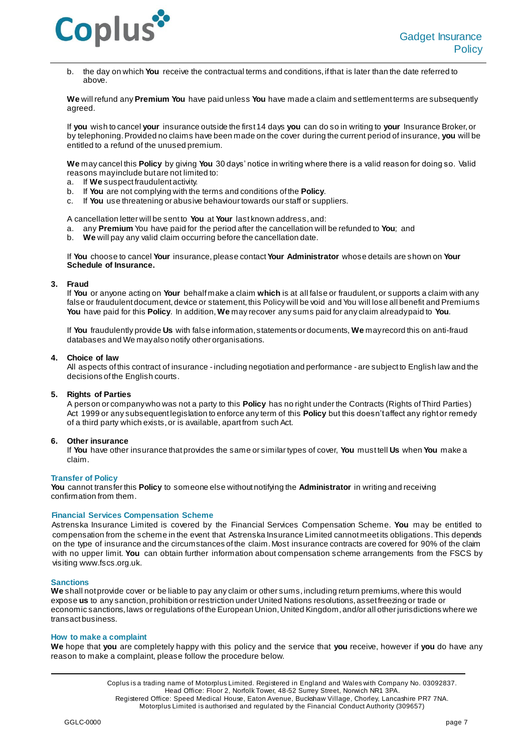b. the day on which **You** receive the contractual terms and conditions, if that is later than the date referred to above.

**We** will refund any **Premium You** have paid unless **You** have made a claim and settlement terms are subsequently agreed.

If **you** wish to cancel **your** insurance outside the first 14 days **you** can do so in writing to **your** Insurance Broker, or by telephoning. Provided no claims have been made on the cover during the current period of insurance, **you** will be entitled to a refund of the unused premium.

**We** may cancel this **Policy** by giving **You** 30 days' notice in writing where there is a valid reason for doing so. Valid reasons may include but are not limited to:

a. If **We** suspect fraudulent activity.
b. If **You** are not complying with the terms and conditions of the **Policy**.
c. If **You** use threatening or abusive behaviour towards our staff or suppliers.

A cancellation letter will be sent to **You** at **Your** last known address, and:

a. any **Premium** You have paid for the period after the cancellation will be refunded to **You**; and
b. **We** will pay any valid claim occurring before the cancellation date.

If **You** choose to cancel **Your** insurance, please contact **Your Administrator** whose details are shown on **Your Schedule of Insurance.**

**3. Fraud**

If **You** or anyone acting on **Your** behalf make a claim **which** is at all false or fraudulent, or supports a claim with any false or fraudulent document, device or statement, this Policy will be void and You will lose all benefit and Premiums **You** have paid for this **Policy**. In addition, **We** may recover any sums paid for any claim already paid to **You**.

If **You** fraudulently provide **Us** with false information, statements or documents, **We** may record this on anti-fraud databases and We may also notify other organisations.

**4. Choice of law**

All aspects of this contract of insurance - including negotiation and performance - are subject to English law and the decisions of the English courts.

**5. Rights of Parties**

A person or company who was not a party to this **Policy** has no right under the Contracts (Rights of Third Parties) Act 1999 or any subsequent legislation to enforce any term of this **Policy** but this doesn't affect any right or remedy of a third party which exists, or is available, apart from such Act.

**6. Other insurance**

If **You** have other insurance that provides the same or similar types of cover, **You** must tell **Us** when **You** make a claim.

## Transfer of Policy

**You** cannot transfer this **Policy** to someone else without notifying the **Administrator** in writing and receiving confirmation from them.

## Financial Services Compensation Scheme

Astrenska Insurance Limited is covered by the Financial Services Compensation Scheme. **You** may be entitled to compensation from the scheme in the event that Astrenska Insurance Limited cannot meet its obligations. This depends on the type of insurance and the circumstances of the claim. Most insurance contracts are covered for 90% of the claim with no upper limit. **You** can obtain further information about compensation scheme arrangements from the FSCS by visiting www.fscs.org.uk.

## Sanctions

**We** shall not provide cover or be liable to pay any claim or other sums, including return premiums, where this would expose **us** to any sanction, prohibition or restriction under United Nations resolutions, asset freezing or trade or economic sanctions, laws or regulations of the European Union, United Kingdom, and/or all other jurisdictions where we transact business.

## How to make a complaint

**We** hope that **you** are completely happy with this policy and the service that **you** receive, however if **you** do have any reason to make a complaint, please follow the procedure below.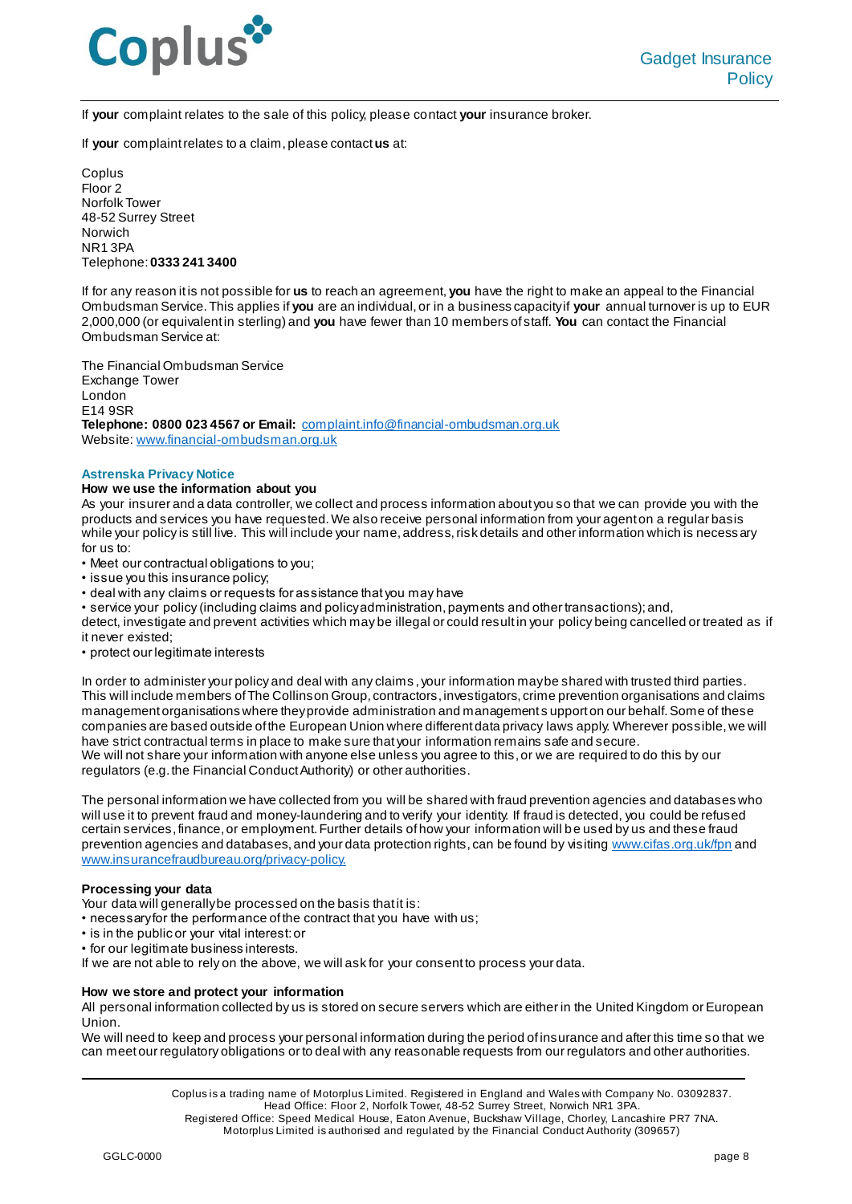If **your** complaint relates to the sale of this policy, please contact **your** insurance broker.

If **your** complaint relates to a claim, please contact **us** at:

Coplus
Floor 2
Norfolk Tower
48-52 Surrey Street
Norwich
NR1 3PA
Telephone: **0333 241 3400**

If for any reason it is not possible for **us** to reach an agreement, **you** have the right to make an appeal to the Financial Ombudsman Service. This applies if **you** are an individual, or in a business capacity if **your** annual turnover is up to EUR 2,000,000 (or equivalent in sterling) and **you** have fewer than 10 members of staff. **You** can contact the Financial Ombudsman Service at:

The Financial Ombudsman Service
Exchange Tower
London
E14 9SR
**Telephone: 0800 023 4567 or Email:** complaint.info@financial-ombudsman.org.uk
Website: www.financial-ombudsman.org.uk

## Astrenska Privacy Notice

**How we use the information about you**

As your insurer and a data controller, we collect and process information about you so that we can provide you with the products and services you have requested. We also receive personal information from your agent on a regular basis while your policy is still live. This will include your name, address, risk details and other information which is necessary for us to:

- Meet our contractual obligations to you;
- issue you this insurance policy;
- deal with any claims or requests for assistance that you may have
- service your policy (including claims and policy administration, payments and other transactions); and,

detect, investigate and prevent activities which may be illegal or could result in your policy being cancelled or treated as if it never existed;

- protect our legitimate interests

In order to administer your policy and deal with any claims, your information may be shared with trusted third parties. This will include members of The Collinson Group, contractors, investigators, crime prevention organisations and claims management organisations where they provide administration and management support on our behalf. Some of these companies are based outside of the European Union where different data privacy laws apply. Wherever possible, we will have strict contractual terms in place to make sure that your information remains safe and secure.
We will not share your information with anyone else unless you agree to this, or we are required to do this by our regulators (e.g. the Financial Conduct Authority) or other authorities.

The personal information we have collected from you will be shared with fraud prevention agencies and databases who will use it to prevent fraud and money-laundering and to verify your identity. If fraud is detected, you could be refused certain services, finance, or employment. Further details of how your information will be used by us and these fraud prevention agencies and databases, and your data protection rights, can be found by visiting www.cifas.org.uk/fpn and www.insurancefraudbureau.org/privacy-policy.

**Processing your data**

Your data will generally be processed on the basis that it is:

- necessary for the performance of the contract that you have with us;
- is in the public or your vital interest: or
- for our legitimate business interests.

If we are not able to rely on the above, we will ask for your consent to process your data.

**How we store and protect your information**

All personal information collected by us is stored on secure servers which are either in the United Kingdom or European Union.
We will need to keep and process your personal information during the period of insurance and after this time so that we can meet our regulatory obligations or to deal with any reasonable requests from our regulators and other authorities.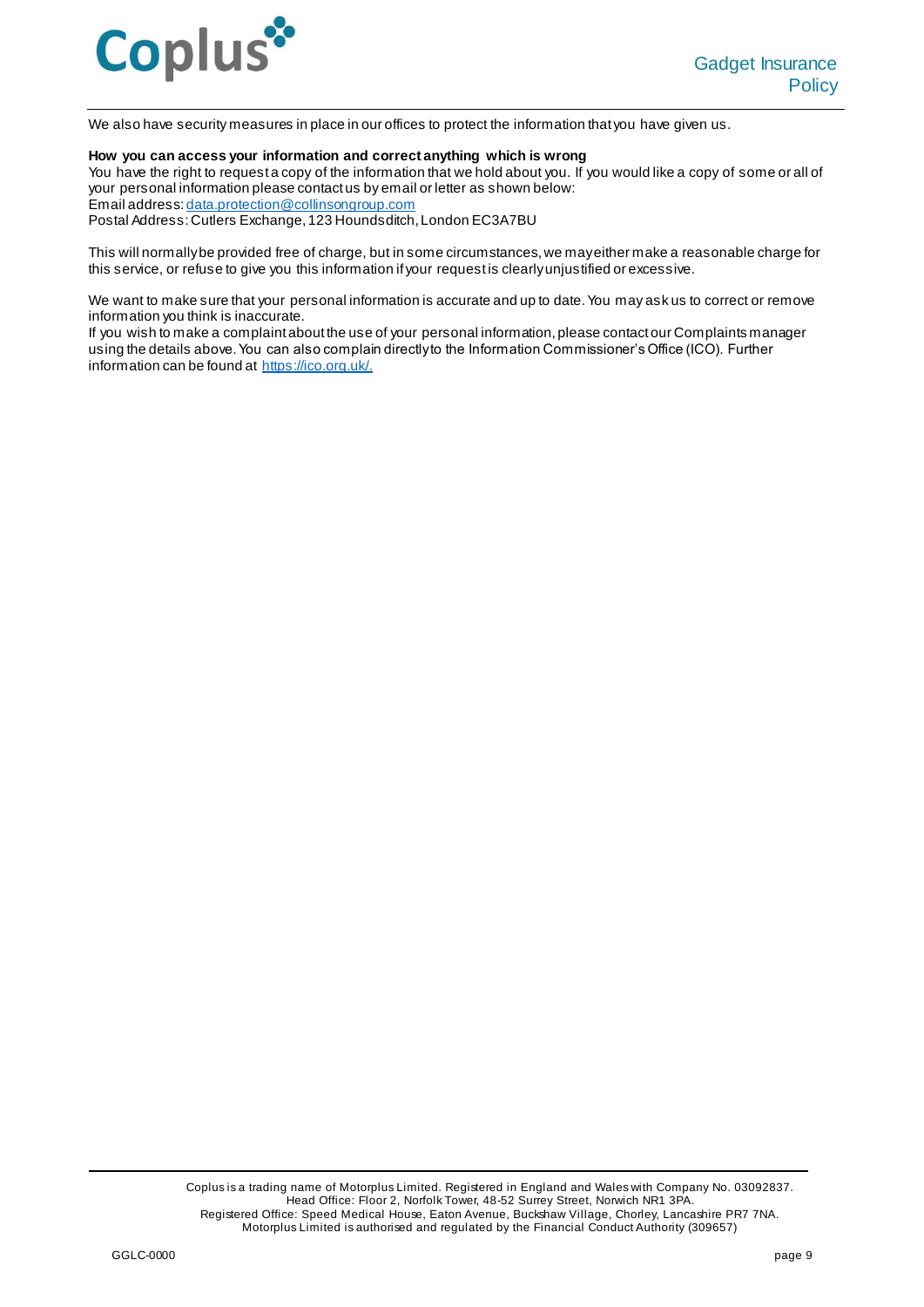We also have security measures in place in our offices to protect the information that you have given us.

**How you can access your information and correct anything which is wrong**

You have the right to request a copy of the information that we hold about you. If you would like a copy of some or all of your personal information please contact us by email or letter as shown below:
Email address: data.protection@collinsongroup.com
Postal Address: Cutlers Exchange, 123 Houndsditch, London EC3A7BU

This will normally be provided free of charge, but in some circumstances, we may either make a reasonable charge for this service, or refuse to give you this information if your request is clearly unjustified or excessive.

We want to make sure that your personal information is accurate and up to date. You may ask us to correct or remove information you think is inaccurate.
If you wish to make a complaint about the use of your personal information, please contact our Complaints manager using the details above. You can also complain directly to the Information Commissioner's Office (ICO). Further information can be found at https://ico.org.uk/.